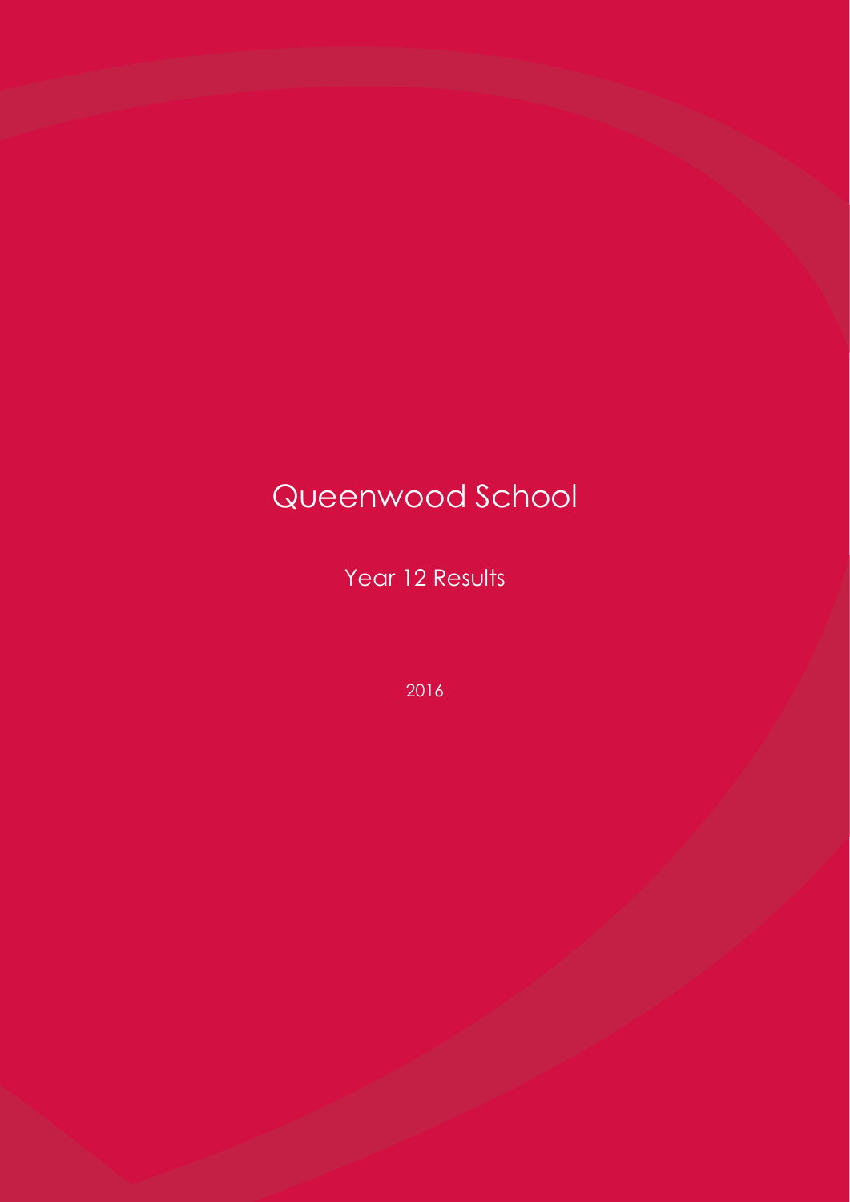# Queenwood School

## Year 12 Results

2016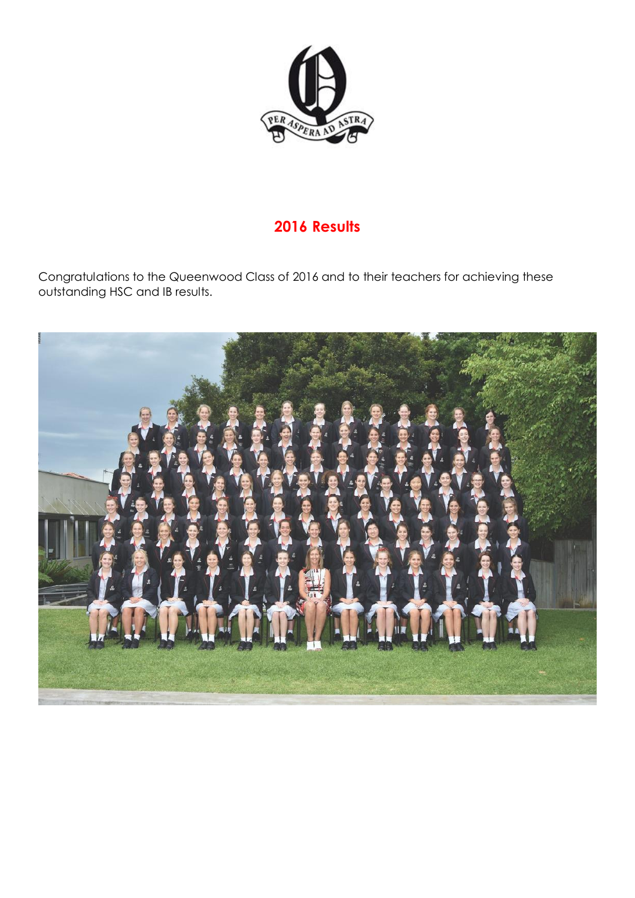## 2016 Results

Congratulations to the Queenwood Class of 2016 and to their teachers for achieving these outstanding HSC and IB results.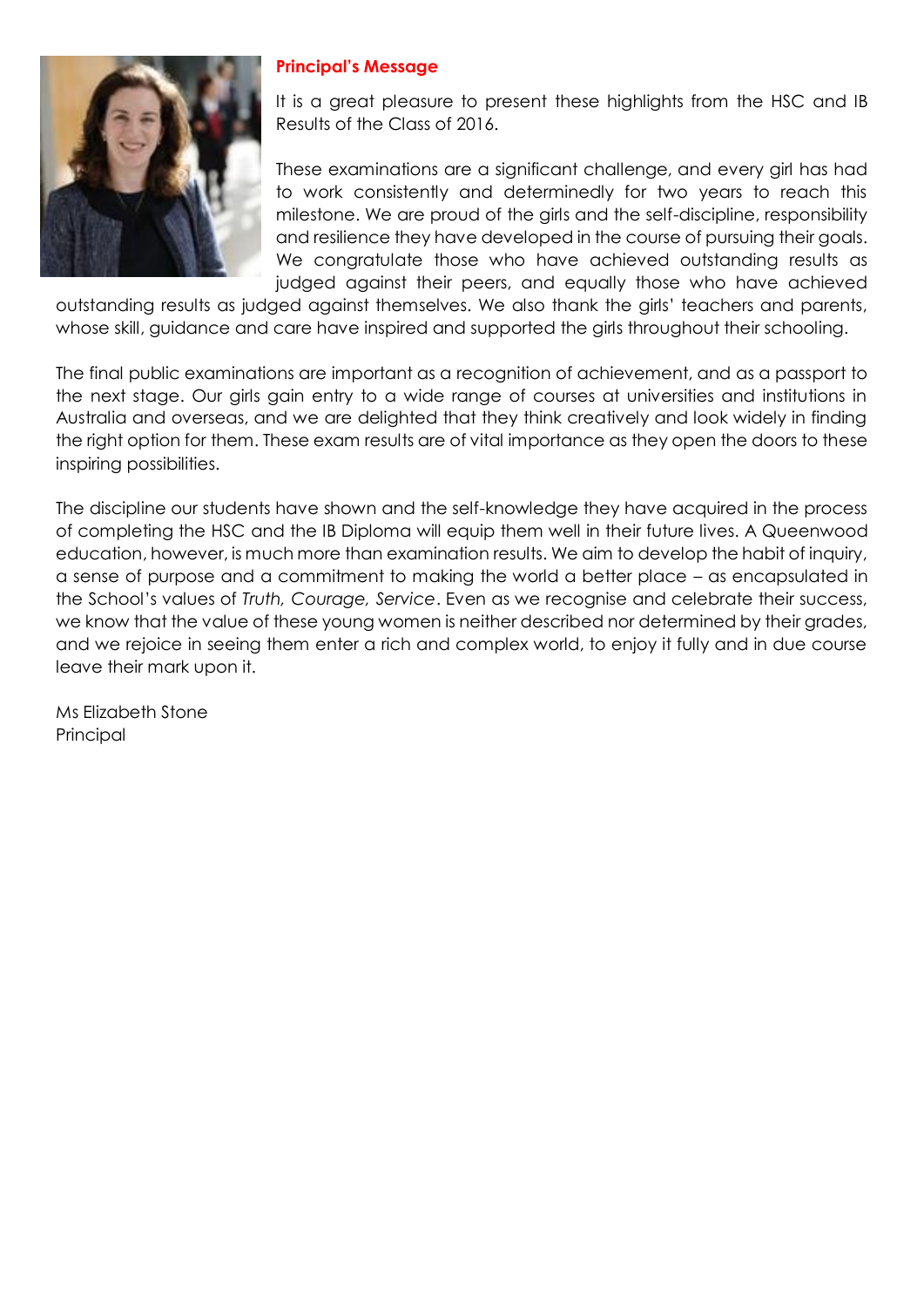## Principal's Message

It is a great pleasure to present these highlights from the HSC and IB Results of the Class of 2016.

These examinations are a significant challenge, and every girl has had to work consistently and determinedly for two years to reach this milestone. We are proud of the girls and the self-discipline, responsibility and resilience they have developed in the course of pursuing their goals. We congratulate those who have achieved outstanding results as judged against their peers, and equally those who have achieved outstanding results as judged against themselves. We also thank the girls' teachers and parents, whose skill, guidance and care have inspired and supported the girls throughout their schooling.

The final public examinations are important as a recognition of achievement, and as a passport to the next stage. Our girls gain entry to a wide range of courses at universities and institutions in Australia and overseas, and we are delighted that they think creatively and look widely in finding the right option for them. These exam results are of vital importance as they open the doors to these inspiring possibilities.

The discipline our students have shown and the self-knowledge they have acquired in the process of completing the HSC and the IB Diploma will equip them well in their future lives. A Queenwood education, however, is much more than examination results. We aim to develop the habit of inquiry, a sense of purpose and a commitment to making the world a better place – as encapsulated in the School's values of *Truth, Courage, Service*. Even as we recognise and celebrate their success, we know that the value of these young women is neither described nor determined by their grades, and we rejoice in seeing them enter a rich and complex world, to enjoy it fully and in due course leave their mark upon it.

Ms Elizabeth Stone
Principal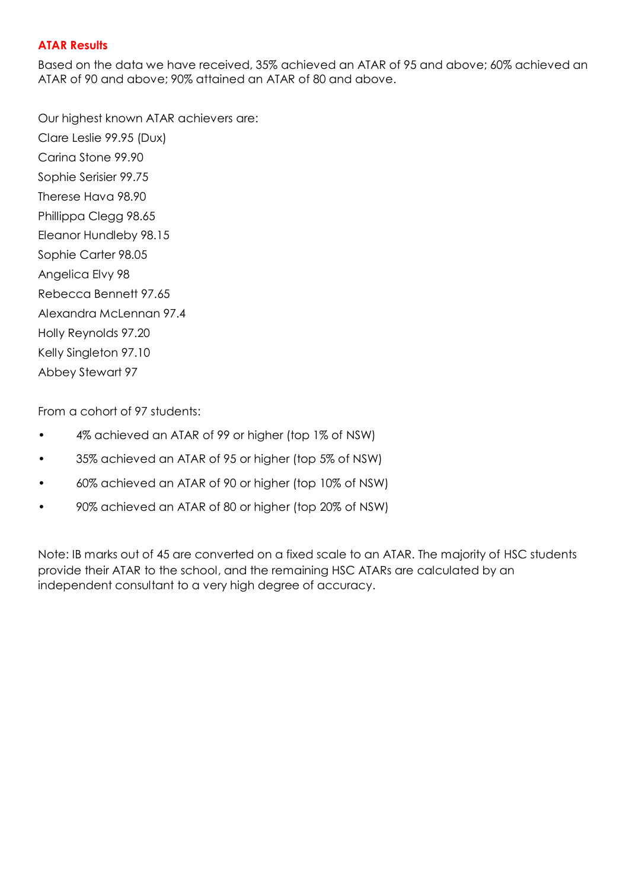## ATAR Results

Based on the data we have received, 35% achieved an ATAR of 95 and above; 60% achieved an ATAR of 90 and above; 90% attained an ATAR of 80 and above.

Our highest known ATAR achievers are:

Clare Leslie 99.95 (Dux)
Carina Stone 99.90
Sophie Serisier 99.75
Therese Hava 98.90
Phillippa Clegg 98.65
Eleanor Hundleby 98.15
Sophie Carter 98.05
Angelica Elvy 98
Rebecca Bennett 97.65
Alexandra McLennan 97.4
Holly Reynolds 97.20
Kelly Singleton 97.10
Abbey Stewart 97

From a cohort of 97 students:

- 4% achieved an ATAR of 99 or higher (top 1% of NSW)
- 35% achieved an ATAR of 95 or higher (top 5% of NSW)
- 60% achieved an ATAR of 90 or higher (top 10% of NSW)
- 90% achieved an ATAR of 80 or higher (top 20% of NSW)

Note: IB marks out of 45 are converted on a fixed scale to an ATAR. The majority of HSC students provide their ATAR to the school, and the remaining HSC ATARs are calculated by an independent consultant to a very high degree of accuracy.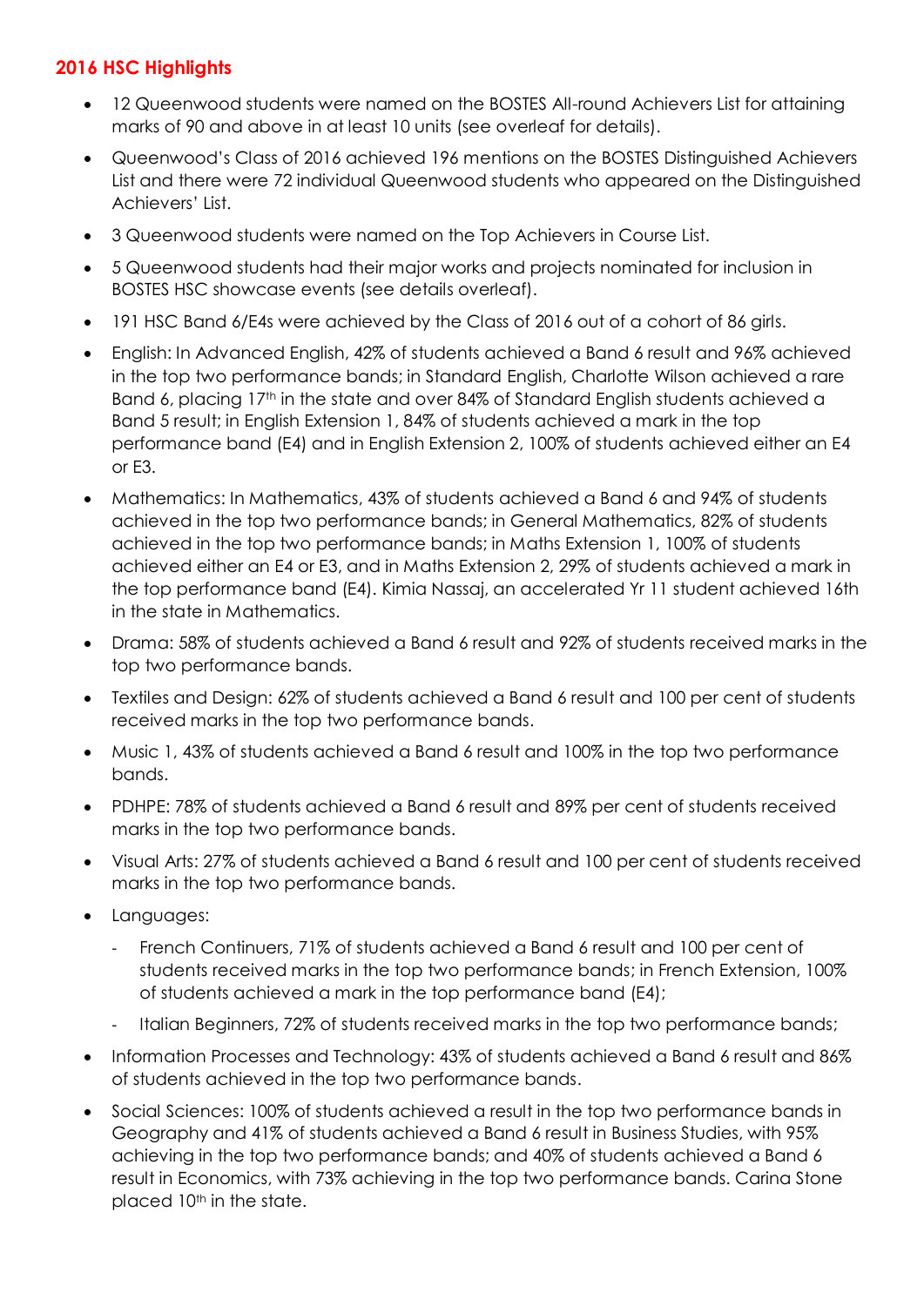## 2016 HSC Highlights

- 12 Queenwood students were named on the BOSTES All-round Achievers List for attaining marks of 90 and above in at least 10 units (see overleaf for details).
- Queenwood's Class of 2016 achieved 196 mentions on the BOSTES Distinguished Achievers List and there were 72 individual Queenwood students who appeared on the Distinguished Achievers' List.
- 3 Queenwood students were named on the Top Achievers in Course List.
- 5 Queenwood students had their major works and projects nominated for inclusion in BOSTES HSC showcase events (see details overleaf).
- 191 HSC Band 6/E4s were achieved by the Class of 2016 out of a cohort of 86 girls.
- English: In Advanced English, 42% of students achieved a Band 6 result and 96% achieved in the top two performance bands; in Standard English, Charlotte Wilson achieved a rare Band 6, placing 17th in the state and over 84% of Standard English students achieved a Band 5 result; in English Extension 1, 84% of students achieved a mark in the top performance band (E4) and in English Extension 2, 100% of students achieved either an E4 or E3.
- Mathematics: In Mathematics, 43% of students achieved a Band 6 and 94% of students achieved in the top two performance bands; in General Mathematics, 82% of students achieved in the top two performance bands; in Maths Extension 1, 100% of students achieved either an E4 or E3, and in Maths Extension 2, 29% of students achieved a mark in the top performance band (E4). Kimia Nassaj, an accelerated Yr 11 student achieved 16th in the state in Mathematics.
- Drama: 58% of students achieved a Band 6 result and 92% of students received marks in the top two performance bands.
- Textiles and Design: 62% of students achieved a Band 6 result and 100 per cent of students received marks in the top two performance bands.
- Music 1, 43% of students achieved a Band 6 result and 100% in the top two performance bands.
- PDHPE: 78% of students achieved a Band 6 result and 89% per cent of students received marks in the top two performance bands.
- Visual Arts: 27% of students achieved a Band 6 result and 100 per cent of students received marks in the top two performance bands.
- Languages:
  - French Continuers, 71% of students achieved a Band 6 result and 100 per cent of students received marks in the top two performance bands; in French Extension, 100% of students achieved a mark in the top performance band (E4);
  - Italian Beginners, 72% of students received marks in the top two performance bands;
- Information Processes and Technology: 43% of students achieved a Band 6 result and 86% of students achieved in the top two performance bands.
- Social Sciences: 100% of students achieved a result in the top two performance bands in Geography and 41% of students achieved a Band 6 result in Business Studies, with 95% achieving in the top two performance bands; and 40% of students achieved a Band 6 result in Economics, with 73% achieving in the top two performance bands. Carina Stone placed 10th in the state.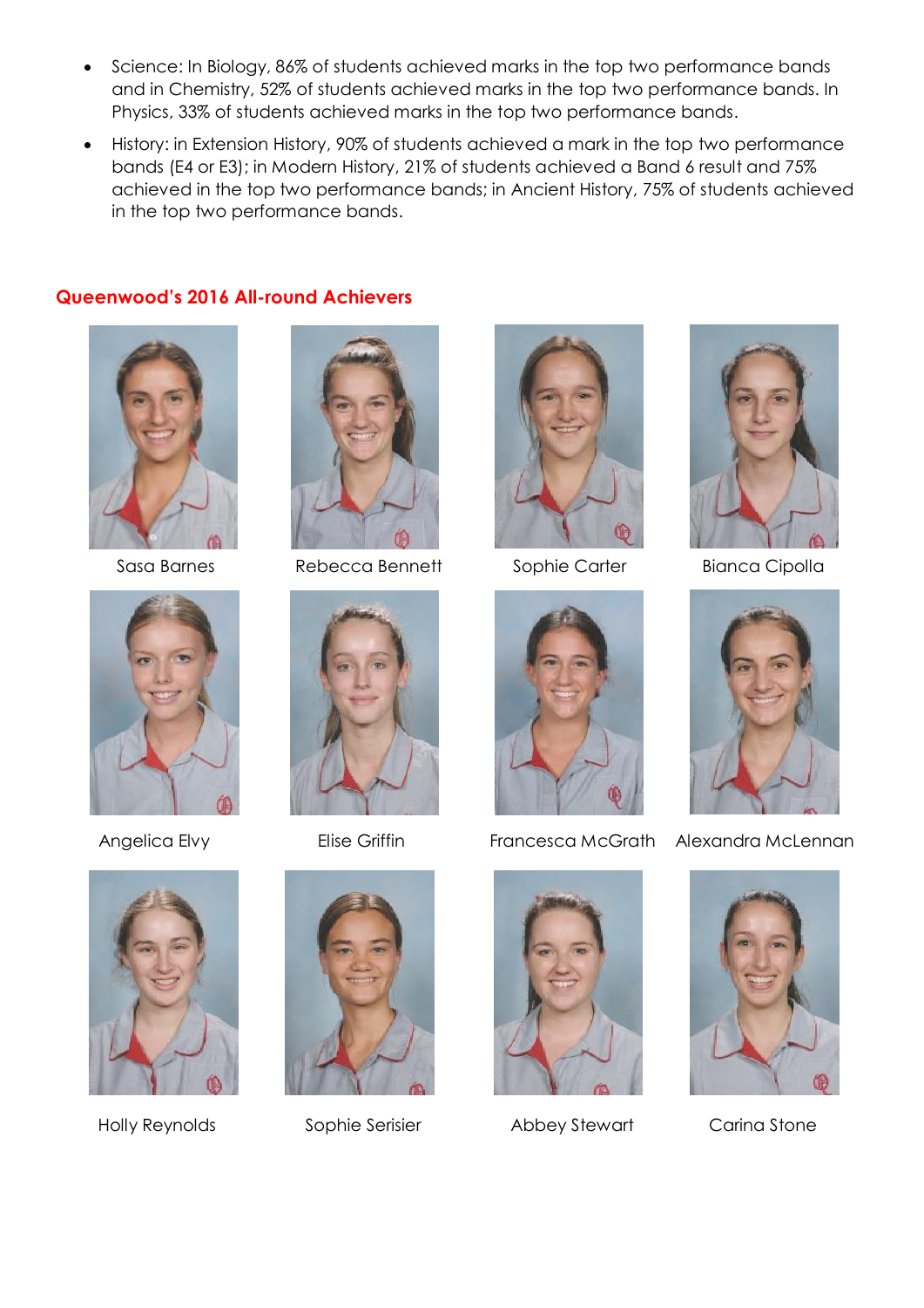- Science: In Biology, 86% of students achieved marks in the top two performance bands and in Chemistry, 52% of students achieved marks in the top two performance bands. In Physics, 33% of students achieved marks in the top two performance bands.
- History: in Extension History, 90% of students achieved a mark in the top two performance bands (E4 or E3); in Modern History, 21% of students achieved a Band 6 result and 75% achieved in the top two performance bands; in Ancient History, 75% of students achieved in the top two performance bands.

## Queenwood's 2016 All-round Achievers

Sasa Barnes

Rebecca Bennett

Sophie Carter

Bianca Cipolla

Angelica Elvy

Elise Griffin

Francesca McGrath

Alexandra McLennan

Holly Reynolds

Sophie Serisier

Abbey Stewart

Carina Stone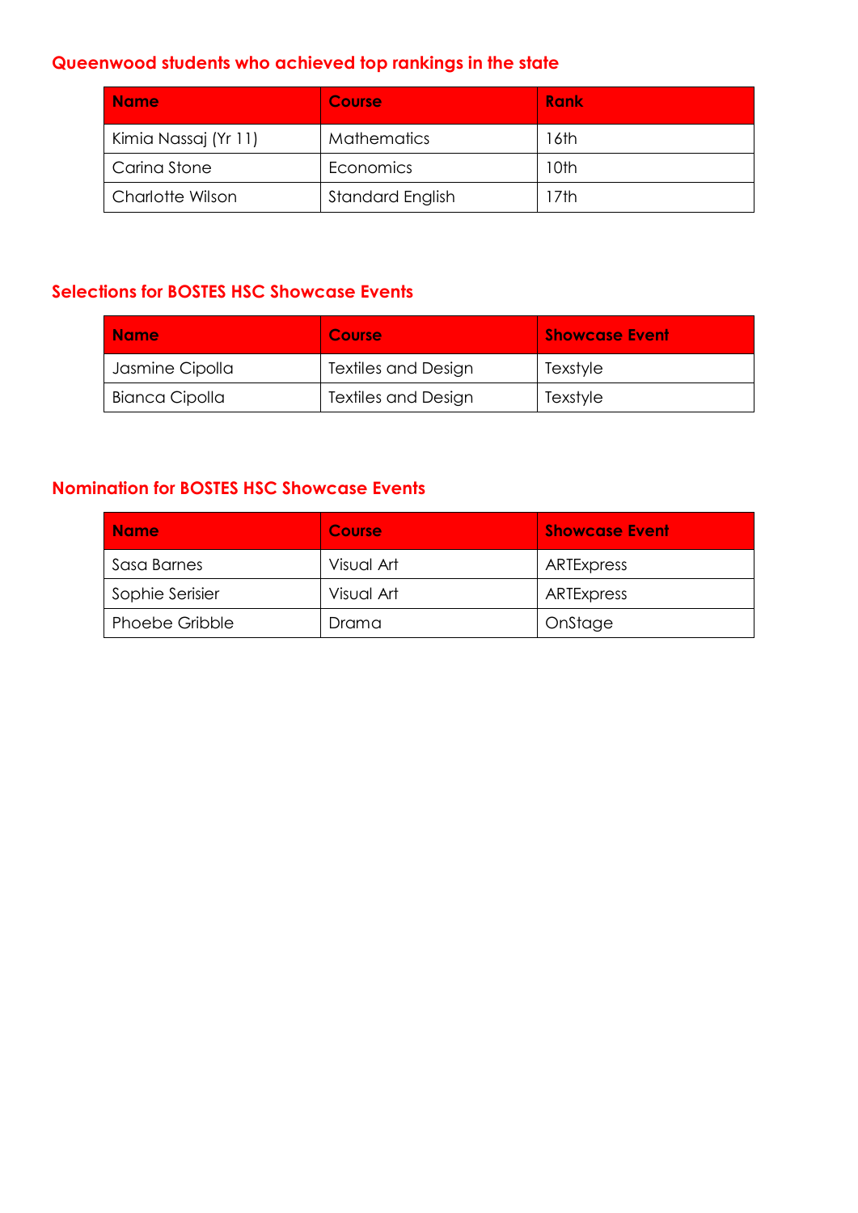## Queenwood students who achieved top rankings in the state

| Name | Course | Rank |
|---|---|---|
| Kimia Nassaj (Yr 11) | Mathematics | 16th |
| Carina Stone | Economics | 10th |
| Charlotte Wilson | Standard English | 17th |

## Selections for BOSTES HSC Showcase Events

| Name | Course | Showcase Event |
|---|---|---|
| Jasmine Cipolla | Textiles and Design | Texstyle |
| Bianca Cipolla | Textiles and Design | Texstyle |

## Nomination for BOSTES HSC Showcase Events

| Name | Course | Showcase Event |
|---|---|---|
| Sasa Barnes | Visual Art | ARTExpress |
| Sophie Serisier | Visual Art | ARTExpress |
| Phoebe Gribble | Drama | OnStage |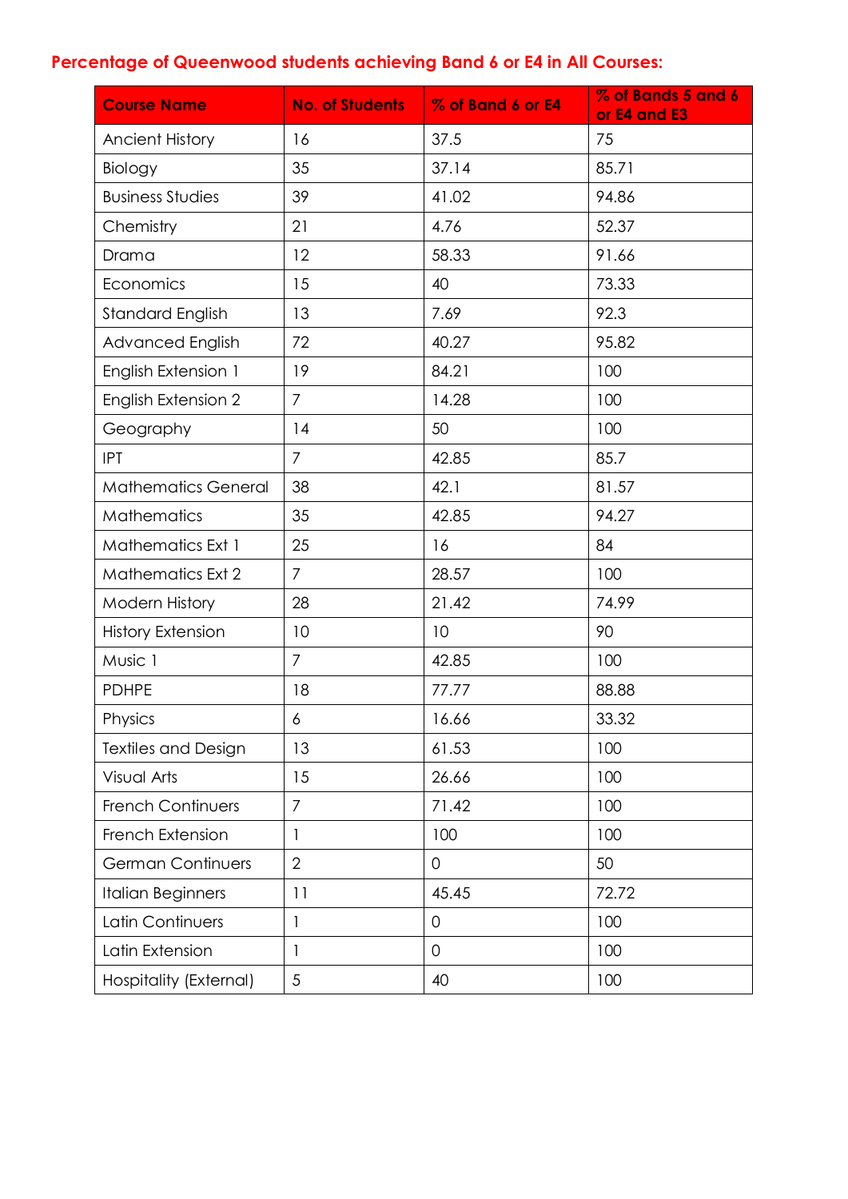## Percentage of Queenwood students achieving Band 6 or E4 in All Courses:

| Course Name | No. of Students | % of Band 6 or E4 | % of Bands 5 and 6 or E4 and E3 |
|---|---|---|---|
| Ancient History | 16 | 37.5 | 75 |
| Biology | 35 | 37.14 | 85.71 |
| Business Studies | 39 | 41.02 | 94.86 |
| Chemistry | 21 | 4.76 | 52.37 |
| Drama | 12 | 58.33 | 91.66 |
| Economics | 15 | 40 | 73.33 |
| Standard English | 13 | 7.69 | 92.3 |
| Advanced English | 72 | 40.27 | 95.82 |
| English Extension 1 | 19 | 84.21 | 100 |
| English Extension 2 | 7 | 14.28 | 100 |
| Geography | 14 | 50 | 100 |
| IPT | 7 | 42.85 | 85.7 |
| Mathematics General | 38 | 42.1 | 81.57 |
| Mathematics | 35 | 42.85 | 94.27 |
| Mathematics Ext 1 | 25 | 16 | 84 |
| Mathematics Ext 2 | 7 | 28.57 | 100 |
| Modern History | 28 | 21.42 | 74.99 |
| History Extension | 10 | 10 | 90 |
| Music 1 | 7 | 42.85 | 100 |
| PDHPE | 18 | 77.77 | 88.88 |
| Physics | 6 | 16.66 | 33.32 |
| Textiles and Design | 13 | 61.53 | 100 |
| Visual Arts | 15 | 26.66 | 100 |
| French Continuers | 7 | 71.42 | 100 |
| French Extension | 1 | 100 | 100 |
| German Continuers | 2 | 0 | 50 |
| Italian Beginners | 11 | 45.45 | 72.72 |
| Latin Continuers | 1 | 0 | 100 |
| Latin Extension | 1 | 0 | 100 |
| Hospitality (External) | 5 | 40 | 100 |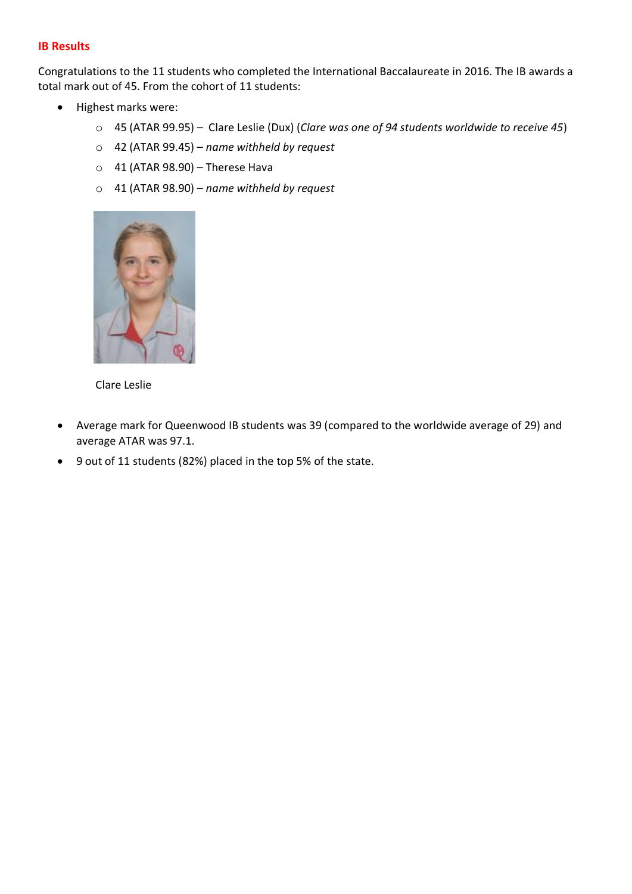**IB Results**

Congratulations to the 11 students who completed the International Baccalaureate in 2016. The IB awards a total mark out of 45. From the cohort of 11 students:

- Highest marks were:
  - 45 (ATAR 99.95) – Clare Leslie (Dux) (*Clare was one of 94 students worldwide to receive 45*)
  - 42 (ATAR 99.45) – *name withheld by request*
  - 41 (ATAR 98.90) – Therese Hava
  - 41 (ATAR 98.90) – *name withheld by request*

Clare Leslie

- Average mark for Queenwood IB students was 39 (compared to the worldwide average of 29) and average ATAR was 97.1.
- 9 out of 11 students (82%) placed in the top 5% of the state.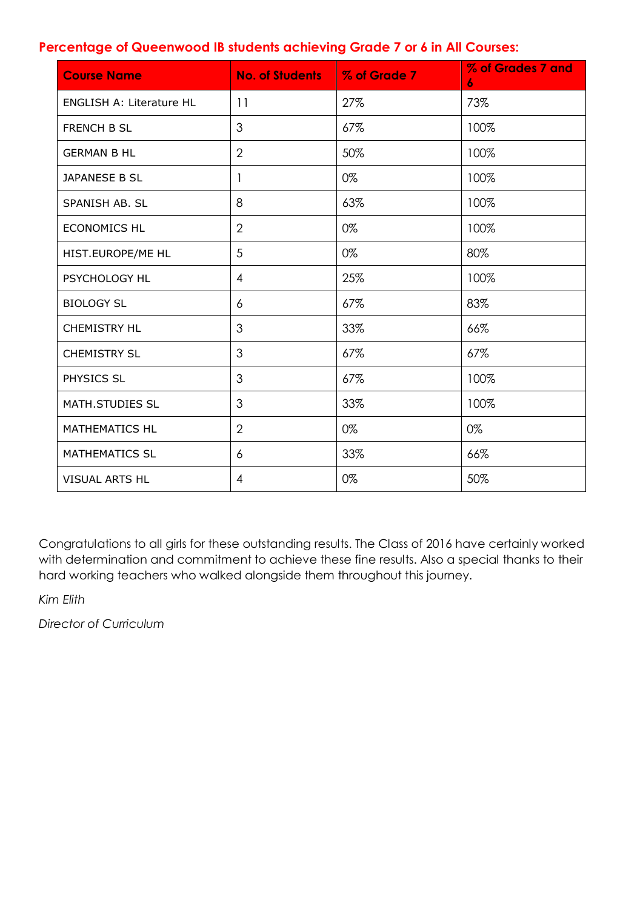## Percentage of Queenwood IB students achieving Grade 7 or 6 in All Courses:

| Course Name | No. of Students | % of Grade 7 | % of Grades 7 and 6 |
|---|---|---|---|
| ENGLISH A: Literature HL | 11 | 27% | 73% |
| FRENCH B SL | 3 | 67% | 100% |
| GERMAN B HL | 2 | 50% | 100% |
| JAPANESE B SL | 1 | 0% | 100% |
| SPANISH AB. SL | 8 | 63% | 100% |
| ECONOMICS HL | 2 | 0% | 100% |
| HIST.EUROPE/ME HL | 5 | 0% | 80% |
| PSYCHOLOGY HL | 4 | 25% | 100% |
| BIOLOGY SL | 6 | 67% | 83% |
| CHEMISTRY HL | 3 | 33% | 66% |
| CHEMISTRY SL | 3 | 67% | 67% |
| PHYSICS SL | 3 | 67% | 100% |
| MATH.STUDIES SL | 3 | 33% | 100% |
| MATHEMATICS HL | 2 | 0% | 0% |
| MATHEMATICS SL | 6 | 33% | 66% |
| VISUAL ARTS HL | 4 | 0% | 50% |

Congratulations to all girls for these outstanding results. The Class of 2016 have certainly worked with determination and commitment to achieve these fine results. Also a special thanks to their hard working teachers who walked alongside them throughout this journey.

*Kim Elith*

*Director of Curriculum*